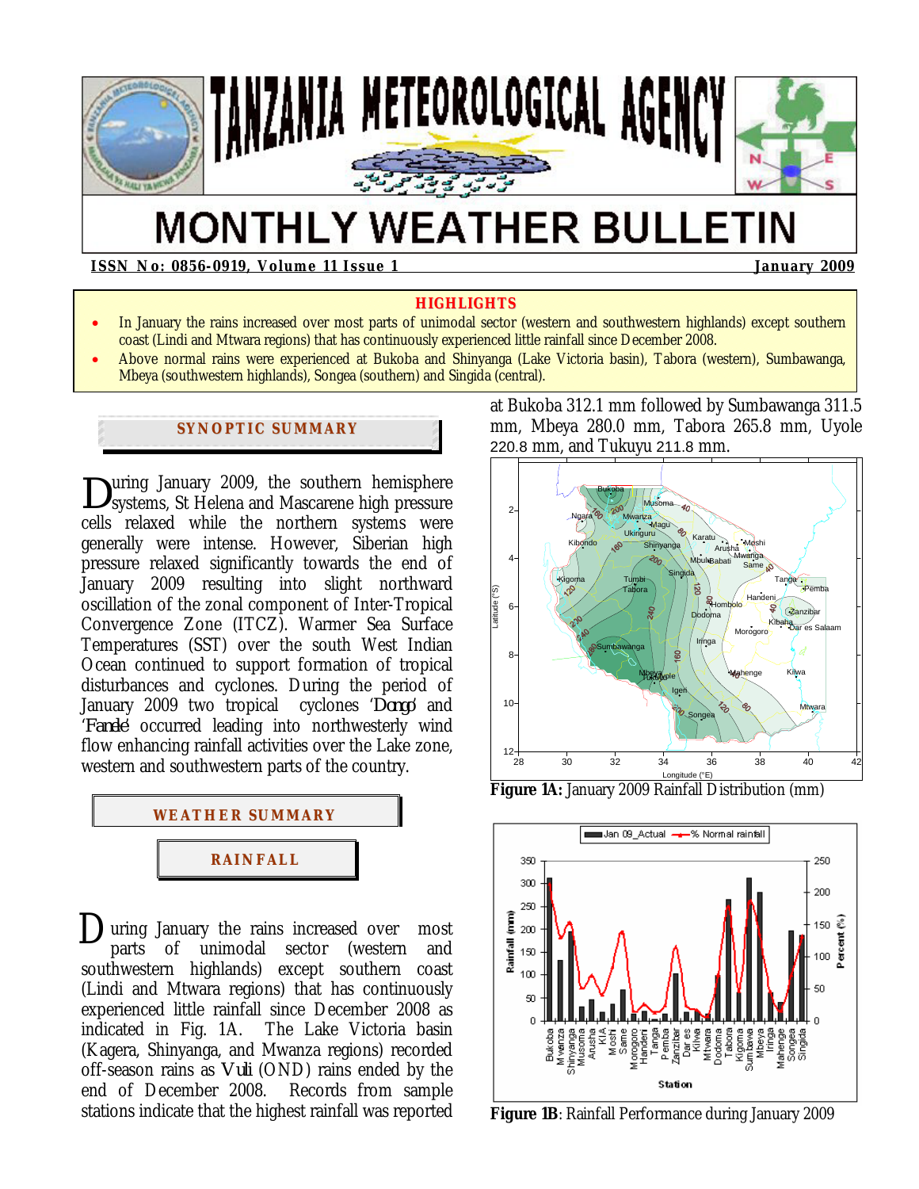# TANZANIA METEOROLOGICAL AGENCY

# MONTHLY WEATHER BULLETIN

**ISSN No: 0856-0919, Volume 11 Issue 1** **January 2009**

## HIGHLIGHTS

- In January the rains increased over most parts of unimodal sector (western and southwestern highlands) except southern coast (Lindi and Mtwara regions) that has continuously experienced little rainfall since December 2008.
- Above normal rains were experienced at Bukoba and Shinyanga (Lake Victoria basin), Tabora (western), Sumbawanga, Mbeya (southwestern highlands), Songea (southern) and Singida (central).

## SYNOPTIC SUMMARY

During January 2009, the southern hemisphere systems, St Helena and Mascarene high pressure cells relaxed while the northern systems were generally were intense. However, Siberian high pressure relaxed significantly towards the end of January 2009 resulting into slight northward oscillation of the zonal component of Inter-Tropical Convergence Zone (ITCZ). Warmer Sea Surface Temperatures (SST) over the south West Indian Ocean continued to support formation of tropical disturbances and cyclones. During the period of January 2009 two tropical cyclones *'Dongo'* and *'Fanele'* occurred leading into northwesterly wind flow enhancing rainfall activities over the Lake zone, western and southwestern parts of the country.

## WEATHER SUMMARY

### RAINFALL

During January the rains increased over most parts of unimodal sector (western and southwestern highlands) except southern coast (Lindi and Mtwara regions) that has continuously experienced little rainfall since December 2008 as indicated in Fig. 1A. The Lake Victoria basin (Kagera, Shinyanga, and Mwanza regions) recorded off-season rains as *Vuli* (OND) rains ended by the end of December 2008. Records from sample stations indicate that the highest rainfall was reported at Bukoba 312.1 mm followed by Sumbawanga 311.5 mm, Mbeya 280.0 mm, Tabora 265.8 mm, Uyole 220.8 mm, and Tukuyu 211.8 mm.

**Figure 1A:** January 2009 Rainfall Distribution (mm)

**Figure 1B**: Rainfall Performance during January 2009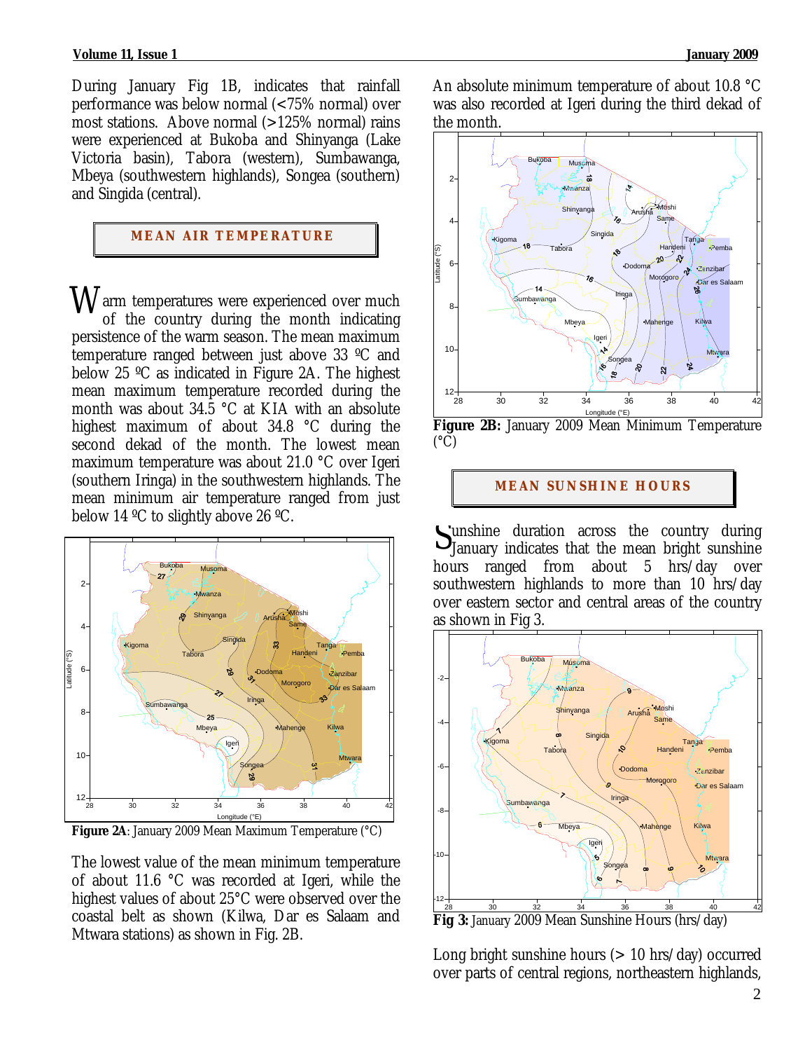During January Fig 1B, indicates that rainfall performance was below normal (<75% normal) over most stations. Above normal (>125% normal) rains were experienced at Bukoba and Shinyanga (Lake Victoria basin), Tabora (western), Sumbawanga, Mbeya (southwestern highlands), Songea (southern) and Singida (central).

## MEAN AIR TEMPERATURE

Warm temperatures were experienced over much of the country during the month indicating persistence of the warm season. The mean maximum temperature ranged between just above 33 ºC and below 25 ºC as indicated in Figure 2A. The highest mean maximum temperature recorded during the month was about 34.5 °C at KIA with an absolute highest maximum of about 34.8 °C during the second dekad of the month. The lowest mean maximum temperature was about 21.0 °C over Igeri (southern Iringa) in the southwestern highlands. The mean minimum air temperature ranged from just below 14 ºC to slightly above 26 ºC.

**Figure 2A**: January 2009 Mean Maximum Temperature (°C)

The lowest value of the mean minimum temperature of about 11.6 °C was recorded at Igeri, while the highest values of about 25°C were observed over the coastal belt as shown (Kilwa, Dar es Salaam and Mtwara stations) as shown in Fig. 2B.

An absolute minimum temperature of about 10.8 °C was also recorded at Igeri during the third dekad of the month.

**Figure 2B:** January 2009 Mean Minimum Temperature (°C)

## MEAN SUNSHINE HOURS

Sunshine duration across the country during January indicates that the mean bright sunshine hours ranged from about 5 hrs/day over southwestern highlands to more than 10 hrs/day over eastern sector and central areas of the country as shown in Fig 3.

**Fig 3:** January 2009 Mean Sunshine Hours (hrs/day)

Long bright sunshine hours (> 10 hrs/day) occurred over parts of central regions, northeastern highlands,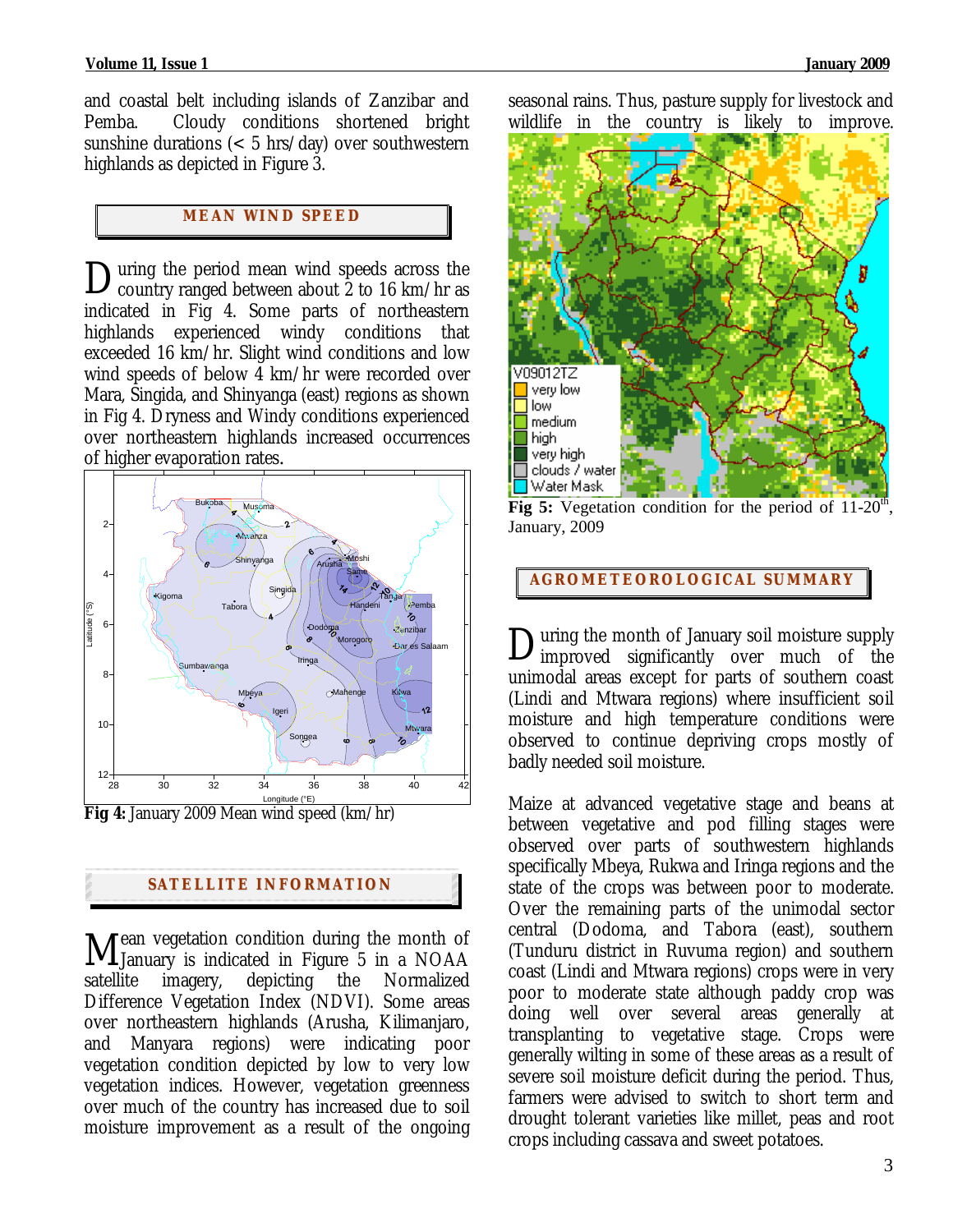and coastal belt including islands of Zanzibar and Pemba. Cloudy conditions shortened bright sunshine durations (< 5 hrs/day) over southwestern highlands as depicted in Figure 3.

## MEAN WIND SPEED

During the period mean wind speeds across the country ranged between about 2 to 16 km/hr as indicated in Fig 4. Some parts of northeastern highlands experienced windy conditions that exceeded 16 km/hr. Slight wind conditions and low wind speeds of below 4 km/hr were recorded over Mara, Singida, and Shinyanga (east) regions as shown in Fig 4. Dryness and Windy conditions experienced over northeastern highlands increased occurrences of higher evaporation rates.

**Fig 4:** January 2009 Mean wind speed (km/hr)

## SATELLITE INFORMATION

Mean vegetation condition during the month of January is indicated in Figure 5 in a NOAA satellite imagery, depicting the Normalized Difference Vegetation Index (NDVI). Some areas over northeastern highlands (Arusha, Kilimanjaro, and Manyara regions) were indicating poor vegetation condition depicted by low to very low vegetation indices. However, vegetation greenness over much of the country has increased due to soil moisture improvement as a result of the ongoing seasonal rains. Thus, pasture supply for livestock and wildlife in the country is likely to improve.

**Fig 5:** Vegetation condition for the period of 11-20th, January, 2009

## AGROMETEOROLOGICAL SUMMARY

During the month of January soil moisture supply improved significantly over much of the unimodal areas except for parts of southern coast (Lindi and Mtwara regions) where insufficient soil moisture and high temperature conditions were observed to continue depriving crops mostly of badly needed soil moisture.

Maize at advanced vegetative stage and beans at between vegetative and pod filling stages were observed over parts of southwestern highlands specifically Mbeya, Rukwa and Iringa regions and the state of the crops was between poor to moderate. Over the remaining parts of the unimodal sector central (Dodoma, and Tabora (east), southern (Tunduru district in Ruvuma region) and southern coast (Lindi and Mtwara regions) crops were in very poor to moderate state although paddy crop was doing well over several areas generally at transplanting to vegetative stage. Crops were generally wilting in some of these areas as a result of severe soil moisture deficit during the period. Thus, farmers were advised to switch to short term and drought tolerant varieties like millet, peas and root crops including cassava and sweet potatoes.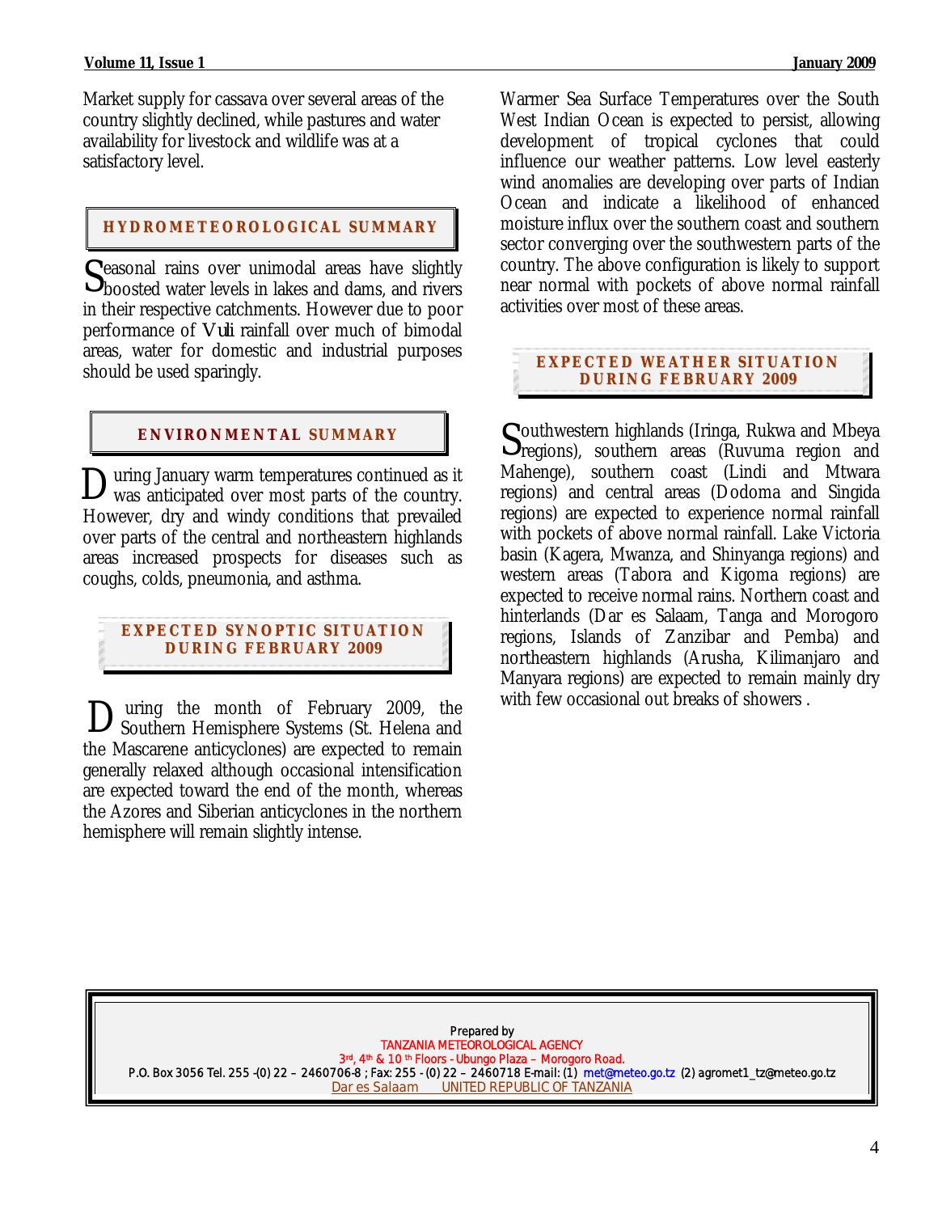Market supply for cassava over several areas of the country slightly declined, while pastures and water availability for livestock and wildlife was at a satisfactory level.

## HYDROMETEOROLOGICAL SUMMARY

Seasonal rains over unimodal areas have slightly boosted water levels in lakes and dams, and rivers in their respective catchments. However due to poor performance of *Vuli* rainfall over much of bimodal areas, water for domestic and industrial purposes should be used sparingly.

## ENVIRONMENTAL SUMMARY

During January warm temperatures continued as it was anticipated over most parts of the country. However, dry and windy conditions that prevailed over parts of the central and northeastern highlands areas increased prospects for diseases such as coughs, colds, pneumonia, and asthma.

## EXPECTED SYNOPTIC SITUATION DURING FEBRUARY 2009

During the month of February 2009, the Southern Hemisphere Systems (St. Helena and the Mascarene anticyclones) are expected to remain generally relaxed although occasional intensification are expected toward the end of the month, whereas the Azores and Siberian anticyclones in the northern hemisphere will remain slightly intense.

Warmer Sea Surface Temperatures over the South West Indian Ocean is expected to persist, allowing development of tropical cyclones that could influence our weather patterns. Low level easterly wind anomalies are developing over parts of Indian Ocean and indicate a likelihood of enhanced moisture influx over the southern coast and southern sector converging over the southwestern parts of the country. The above configuration is likely to support near normal with pockets of above normal rainfall activities over most of these areas.

## EXPECTED WEATHER SITUATION DURING FEBRUARY 2009

Southwestern highlands (Iringa, Rukwa and Mbeya regions), southern areas (Ruvuma region and Mahenge), southern coast (Lindi and Mtwara regions) and central areas (Dodoma and Singida regions) are expected to experience normal rainfall with pockets of above normal rainfall. Lake Victoria basin (Kagera, Mwanza, and Shinyanga regions) and western areas (Tabora and Kigoma regions) are expected to receive normal rains. Northern coast and hinterlands (Dar es Salaam, Tanga and Morogoro regions, Islands of Zanzibar and Pemba) and northeastern highlands (Arusha, Kilimanjaro and Manyara regions) are expected to remain mainly dry with few occasional out breaks of showers .

Prepared by
TANZANIA METEOROLOGICAL AGENCY
3rd, 4th & 10th Floors - Ubungo Plaza – Morogoro Road.
P.O. Box 3056 Tel. 255 -(0) 22 – 2460706-8 ; Fax: 255 - (0) 22 – 2460718 E-mail: (1) met@meteo.go.tz (2) agromet1_tz@meteo.go.tz
Dar es Salaam UNITED REPUBLIC OF TANZANIA